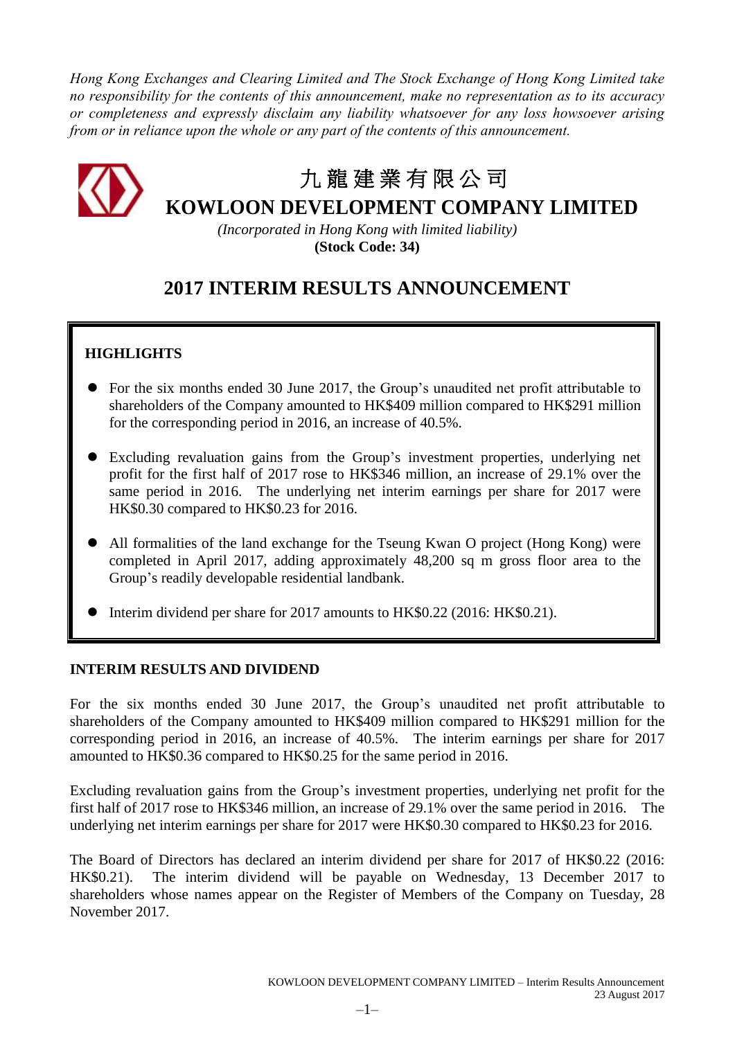*Hong Kong Exchanges and Clearing Limited and The Stock Exchange of Hong Kong Limited take no responsibility for the contents of this announcement, make no representation as to its accuracy or completeness and expressly disclaim any liability whatsoever for any loss howsoever arising from or in reliance upon the whole or any part of the contents of this announcement.*

# 九 龍 建 業 有 限 公 司
# KOWLOON DEVELOPMENT COMPANY LIMITED

*(Incorporated in Hong Kong with limited liability)*
**(Stock Code: 34)**

## 2017 INTERIM RESULTS ANNOUNCEMENT

### HIGHLIGHTS

- For the six months ended 30 June 2017, the Group's unaudited net profit attributable to shareholders of the Company amounted to HK$409 million compared to HK$291 million for the corresponding period in 2016, an increase of 40.5%.
- Excluding revaluation gains from the Group's investment properties, underlying net profit for the first half of 2017 rose to HK$346 million, an increase of 29.1% over the same period in 2016. The underlying net interim earnings per share for 2017 were HK$0.30 compared to HK$0.23 for 2016.
- All formalities of the land exchange for the Tseung Kwan O project (Hong Kong) were completed in April 2017, adding approximately 48,200 sq m gross floor area to the Group's readily developable residential landbank.
- Interim dividend per share for 2017 amounts to HK$0.22 (2016: HK$0.21).

### INTERIM RESULTS AND DIVIDEND

For the six months ended 30 June 2017, the Group's unaudited net profit attributable to shareholders of the Company amounted to HK$409 million compared to HK$291 million for the corresponding period in 2016, an increase of 40.5%. The interim earnings per share for 2017 amounted to HK$0.36 compared to HK$0.25 for the same period in 2016.

Excluding revaluation gains from the Group's investment properties, underlying net profit for the first half of 2017 rose to HK$346 million, an increase of 29.1% over the same period in 2016. The underlying net interim earnings per share for 2017 were HK$0.30 compared to HK$0.23 for 2016.

The Board of Directors has declared an interim dividend per share for 2017 of HK$0.22 (2016: HK$0.21). The interim dividend will be payable on Wednesday, 13 December 2017 to shareholders whose names appear on the Register of Members of the Company on Tuesday, 28 November 2017.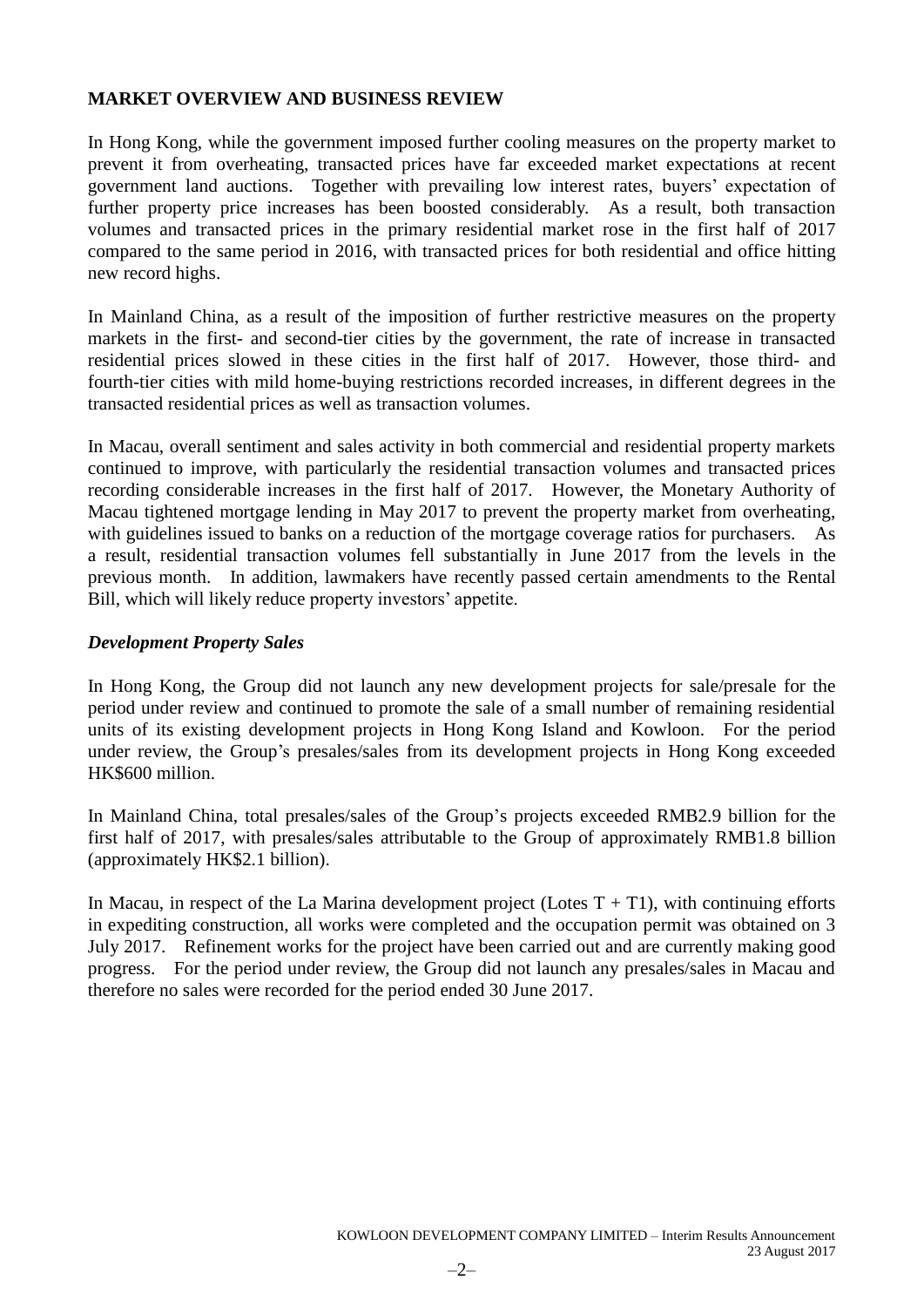## MARKET OVERVIEW AND BUSINESS REVIEW

In Hong Kong, while the government imposed further cooling measures on the property market to prevent it from overheating, transacted prices have far exceeded market expectations at recent government land auctions. Together with prevailing low interest rates, buyers' expectation of further property price increases has been boosted considerably. As a result, both transaction volumes and transacted prices in the primary residential market rose in the first half of 2017 compared to the same period in 2016, with transacted prices for both residential and office hitting new record highs.

In Mainland China, as a result of the imposition of further restrictive measures on the property markets in the first- and second-tier cities by the government, the rate of increase in transacted residential prices slowed in these cities in the first half of 2017. However, those third- and fourth-tier cities with mild home-buying restrictions recorded increases, in different degrees in the transacted residential prices as well as transaction volumes.

In Macau, overall sentiment and sales activity in both commercial and residential property markets continued to improve, with particularly the residential transaction volumes and transacted prices recording considerable increases in the first half of 2017. However, the Monetary Authority of Macau tightened mortgage lending in May 2017 to prevent the property market from overheating, with guidelines issued to banks on a reduction of the mortgage coverage ratios for purchasers. As a result, residential transaction volumes fell substantially in June 2017 from the levels in the previous month. In addition, lawmakers have recently passed certain amendments to the Rental Bill, which will likely reduce property investors' appetite.

### *Development Property Sales*

In Hong Kong, the Group did not launch any new development projects for sale/presale for the period under review and continued to promote the sale of a small number of remaining residential units of its existing development projects in Hong Kong Island and Kowloon. For the period under review, the Group's presales/sales from its development projects in Hong Kong exceeded HK$600 million.

In Mainland China, total presales/sales of the Group's projects exceeded RMB2.9 billion for the first half of 2017, with presales/sales attributable to the Group of approximately RMB1.8 billion (approximately HK$2.1 billion).

In Macau, in respect of the La Marina development project (Lotes T + T1), with continuing efforts in expediting construction, all works were completed and the occupation permit was obtained on 3 July 2017. Refinement works for the project have been carried out and are currently making good progress. For the period under review, the Group did not launch any presales/sales in Macau and therefore no sales were recorded for the period ended 30 June 2017.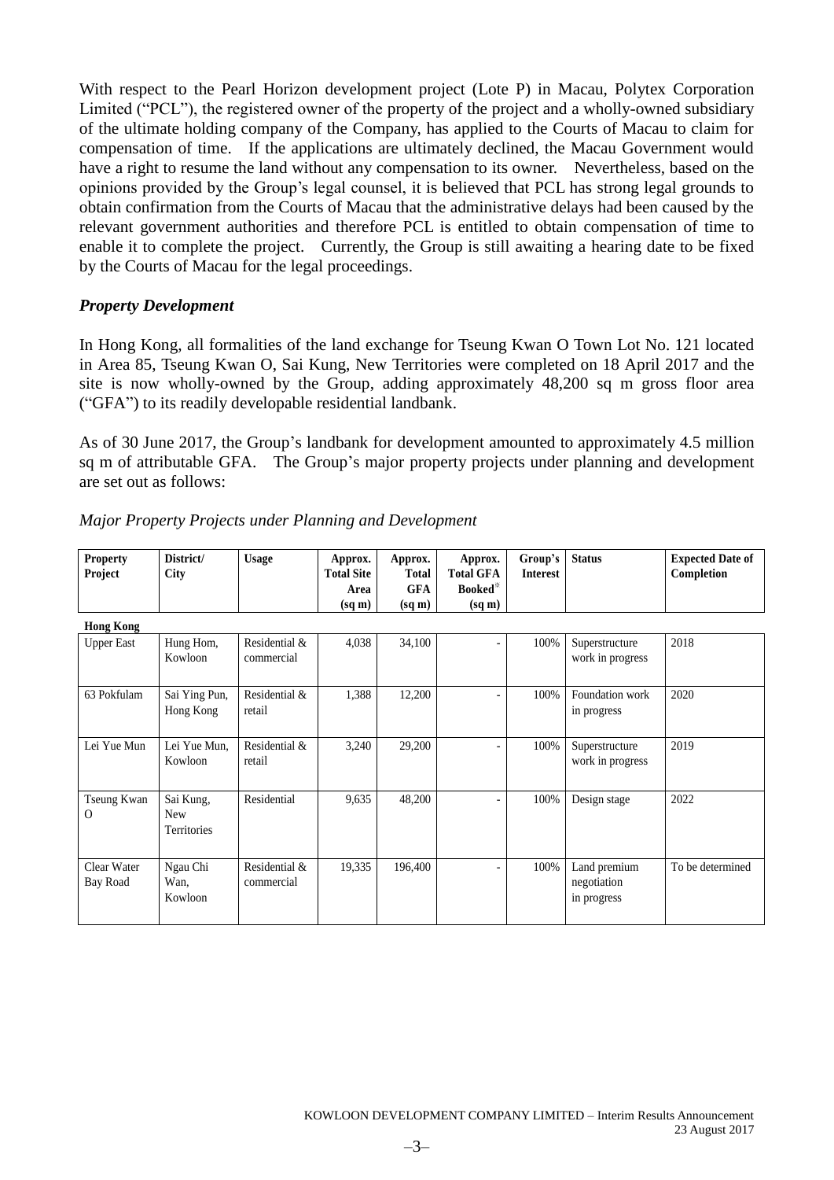With respect to the Pearl Horizon development project (Lote P) in Macau, Polytex Corporation Limited ("PCL"), the registered owner of the property of the project and a wholly-owned subsidiary of the ultimate holding company of the Company, has applied to the Courts of Macau to claim for compensation of time. If the applications are ultimately declined, the Macau Government would have a right to resume the land without any compensation to its owner. Nevertheless, based on the opinions provided by the Group's legal counsel, it is believed that PCL has strong legal grounds to obtain confirmation from the Courts of Macau that the administrative delays had been caused by the relevant government authorities and therefore PCL is entitled to obtain compensation of time to enable it to complete the project. Currently, the Group is still awaiting a hearing date to be fixed by the Courts of Macau for the legal proceedings.

### *Property Development*

In Hong Kong, all formalities of the land exchange for Tseung Kwan O Town Lot No. 121 located in Area 85, Tseung Kwan O, Sai Kung, New Territories were completed on 18 April 2017 and the site is now wholly-owned by the Group, adding approximately 48,200 sq m gross floor area ("GFA") to its readily developable residential landbank.

As of 30 June 2017, the Group's landbank for development amounted to approximately 4.5 million sq m of attributable GFA. The Group's major property projects under planning and development are set out as follows:

*Major Property Projects under Planning and Development*

| Property Project | District/ City | Usage | Approx. Total Site Area (sq m) | Approx. Total GFA (sq m) | Approx. Total GFA Booked* (sq m) | Group's Interest | Status | Expected Date of Completion |
|---|---|---|---|---|---|---|---|---|
| **Hong Kong** | | | | | | | | |
| Upper East | Hung Hom, Kowloon | Residential & commercial | 4,038 | 34,100 | - | 100% | Superstructure work in progress | 2018 |
| 63 Pokfulam | Sai Ying Pun, Hong Kong | Residential & retail | 1,388 | 12,200 | - | 100% | Foundation work in progress | 2020 |
| Lei Yue Mun | Lei Yue Mun, Kowloon | Residential & retail | 3,240 | 29,200 | - | 100% | Superstructure work in progress | 2019 |
| Tseung Kwan O | Sai Kung, New Territories | Residential | 9,635 | 48,200 | - | 100% | Design stage | 2022 |
| Clear Water Bay Road | Ngau Chi Wan, Kowloon | Residential & commercial | 19,335 | 196,400 | - | 100% | Land premium negotiation in progress | To be determined |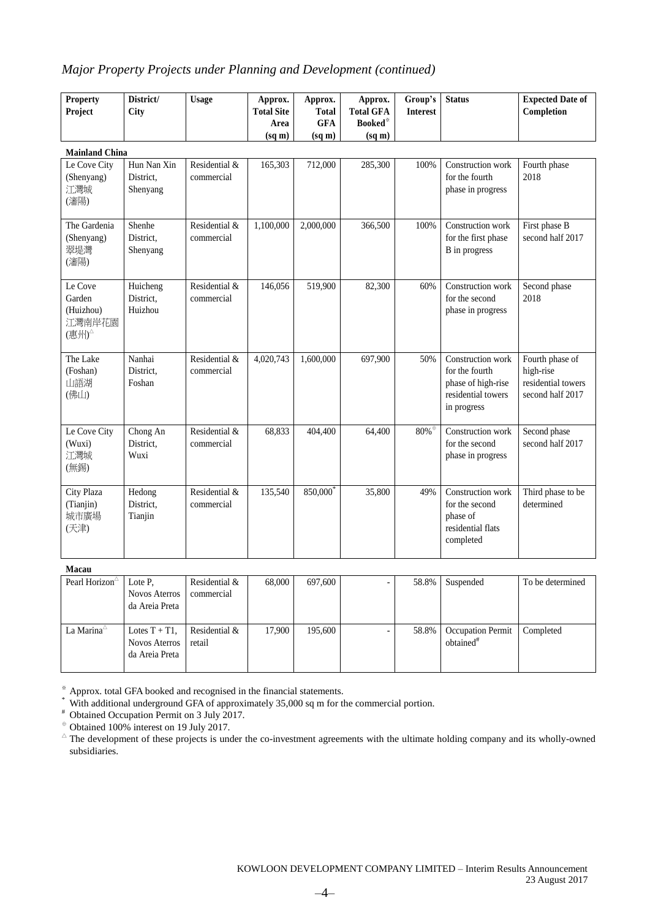## *Major Property Projects under Planning and Development (continued)*

| Property Project | District/ City | Usage | Approx. Total Site Area (sq m) | Approx. Total GFA (sq m) | Approx. Total GFA Booked[※] (sq m) | Group's Interest | Status | Expected Date of Completion |
|---|---|---|---|---|---|---|---|---|
| **Mainland China** | | | | | | | | |
| Le Cove City (Shenyang) 江灣城 (瀋陽) | Hun Nan Xin District, Shenyang | Residential & commercial | 165,303 | 712,000 | 285,300 | 100% | Construction work for the fourth phase in progress | Fourth phase 2018 |
| The Gardenia (Shenyang) 翠堤灣 (瀋陽) | Shenhe District, Shenyang | Residential & commercial | 1,100,000 | 2,000,000 | 366,500 | 100% | Construction work for the first phase B in progress | First phase B second half 2017 |
| Le Cove Garden (Huizhou) 江灣南岸花園 (惠州)[△] | Huicheng District, Huizhou | Residential & commercial | 146,056 | 519,900 | 82,300 | 60% | Construction work for the second phase in progress | Second phase 2018 |
| The Lake (Foshan) 山語湖 (佛山) | Nanhai District, Foshan | Residential & commercial | 4,020,743 | 1,600,000 | 697,900 | 50% | Construction work for the fourth phase of high-rise residential towers in progress | Fourth phase of high-rise residential towers second half 2017 |
| Le Cove City (Wuxi) 江灣城 (無錫) | Chong An District, Wuxi | Residential & commercial | 68,833 | 404,400 | 64,400 | 80%[⊕] | Construction work for the second phase in progress | Second phase second half 2017 |
| City Plaza (Tianjin) 城市廣場 (天津) | Hedong District, Tianjin | Residential & commercial | 135,540 | 850,000[*] | 35,800 | 49% | Construction work for the second phase of residential flats completed | Third phase to be determined |
| **Macau** | | | | | | | | |
| Pearl Horizon[△] | Lote P, Novos Aterros da Areia Preta | Residential & commercial | 68,000 | 697,600 | - | 58.8% | Suspended | To be determined |
| La Marina[△] | Lotes T + T1, Novos Aterros da Areia Preta | Residential & retail | 17,900 | 195,600 | - | 58.8% | Occupation Permit obtained[#] | Completed |

[※] Approx. total GFA booked and recognised in the financial statements.
[*] With additional underground GFA of approximately 35,000 sq m for the commercial portion.
[#] Obtained Occupation Permit on 3 July 2017.
[⊕] Obtained 100% interest on 19 July 2017.
[△] The development of these projects is under the co-investment agreements with the ultimate holding company and its wholly-owned subsidiaries.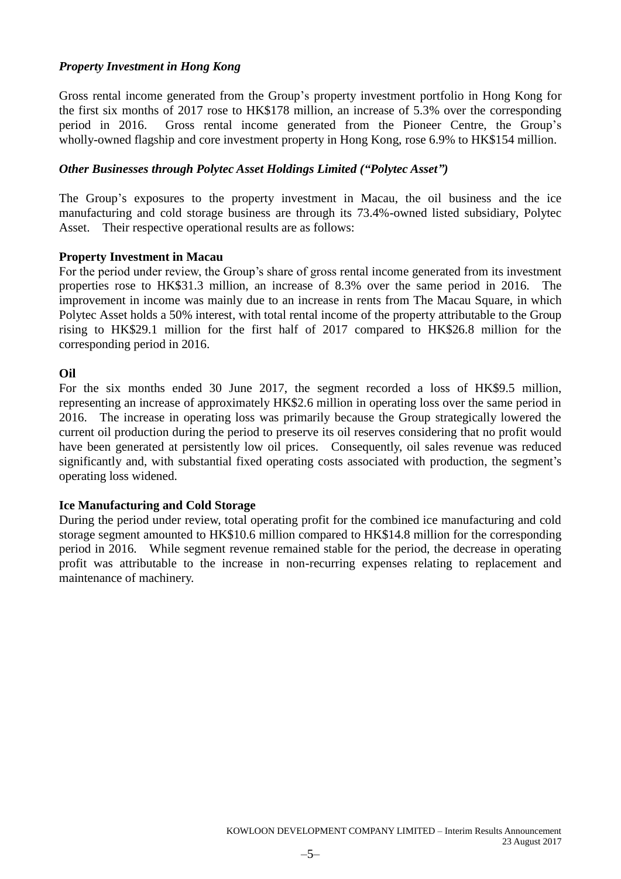### *Property Investment in Hong Kong*

Gross rental income generated from the Group's property investment portfolio in Hong Kong for the first six months of 2017 rose to HK$178 million, an increase of 5.3% over the corresponding period in 2016. Gross rental income generated from the Pioneer Centre, the Group's wholly-owned flagship and core investment property in Hong Kong, rose 6.9% to HK$154 million.

### *Other Businesses through Polytec Asset Holdings Limited ("Polytec Asset")*

The Group's exposures to the property investment in Macau, the oil business and the ice manufacturing and cold storage business are through its 73.4%-owned listed subsidiary, Polytec Asset. Their respective operational results are as follows:

**Property Investment in Macau**

For the period under review, the Group's share of gross rental income generated from its investment properties rose to HK$31.3 million, an increase of 8.3% over the same period in 2016. The improvement in income was mainly due to an increase in rents from The Macau Square, in which Polytec Asset holds a 50% interest, with total rental income of the property attributable to the Group rising to HK$29.1 million for the first half of 2017 compared to HK$26.8 million for the corresponding period in 2016.

**Oil**

For the six months ended 30 June 2017, the segment recorded a loss of HK$9.5 million, representing an increase of approximately HK$2.6 million in operating loss over the same period in 2016. The increase in operating loss was primarily because the Group strategically lowered the current oil production during the period to preserve its oil reserves considering that no profit would have been generated at persistently low oil prices. Consequently, oil sales revenue was reduced significantly and, with substantial fixed operating costs associated with production, the segment's operating loss widened.

**Ice Manufacturing and Cold Storage**

During the period under review, total operating profit for the combined ice manufacturing and cold storage segment amounted to HK$10.6 million compared to HK$14.8 million for the corresponding period in 2016. While segment revenue remained stable for the period, the decrease in operating profit was attributable to the increase in non-recurring expenses relating to replacement and maintenance of machinery.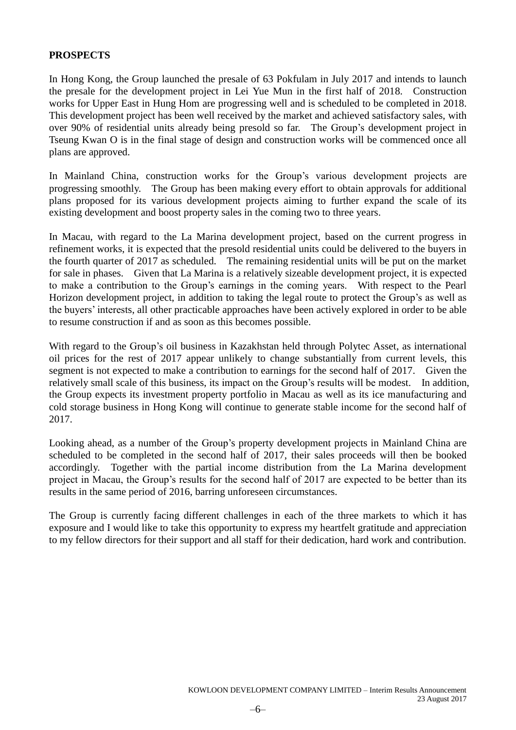**PROSPECTS**

In Hong Kong, the Group launched the presale of 63 Pokfulam in July 2017 and intends to launch the presale for the development project in Lei Yue Mun in the first half of 2018. Construction works for Upper East in Hung Hom are progressing well and is scheduled to be completed in 2018. This development project has been well received by the market and achieved satisfactory sales, with over 90% of residential units already being presold so far. The Group's development project in Tseung Kwan O is in the final stage of design and construction works will be commenced once all plans are approved.

In Mainland China, construction works for the Group's various development projects are progressing smoothly. The Group has been making every effort to obtain approvals for additional plans proposed for its various development projects aiming to further expand the scale of its existing development and boost property sales in the coming two to three years.

In Macau, with regard to the La Marina development project, based on the current progress in refinement works, it is expected that the presold residential units could be delivered to the buyers in the fourth quarter of 2017 as scheduled. The remaining residential units will be put on the market for sale in phases. Given that La Marina is a relatively sizeable development project, it is expected to make a contribution to the Group's earnings in the coming years. With respect to the Pearl Horizon development project, in addition to taking the legal route to protect the Group's as well as the buyers' interests, all other practicable approaches have been actively explored in order to be able to resume construction if and as soon as this becomes possible.

With regard to the Group's oil business in Kazakhstan held through Polytec Asset, as international oil prices for the rest of 2017 appear unlikely to change substantially from current levels, this segment is not expected to make a contribution to earnings for the second half of 2017. Given the relatively small scale of this business, its impact on the Group's results will be modest. In addition, the Group expects its investment property portfolio in Macau as well as its ice manufacturing and cold storage business in Hong Kong will continue to generate stable income for the second half of 2017.

Looking ahead, as a number of the Group's property development projects in Mainland China are scheduled to be completed in the second half of 2017, their sales proceeds will then be booked accordingly. Together with the partial income distribution from the La Marina development project in Macau, the Group's results for the second half of 2017 are expected to be better than its results in the same period of 2016, barring unforeseen circumstances.

The Group is currently facing different challenges in each of the three markets to which it has exposure and I would like to take this opportunity to express my heartfelt gratitude and appreciation to my fellow directors for their support and all staff for their dedication, hard work and contribution.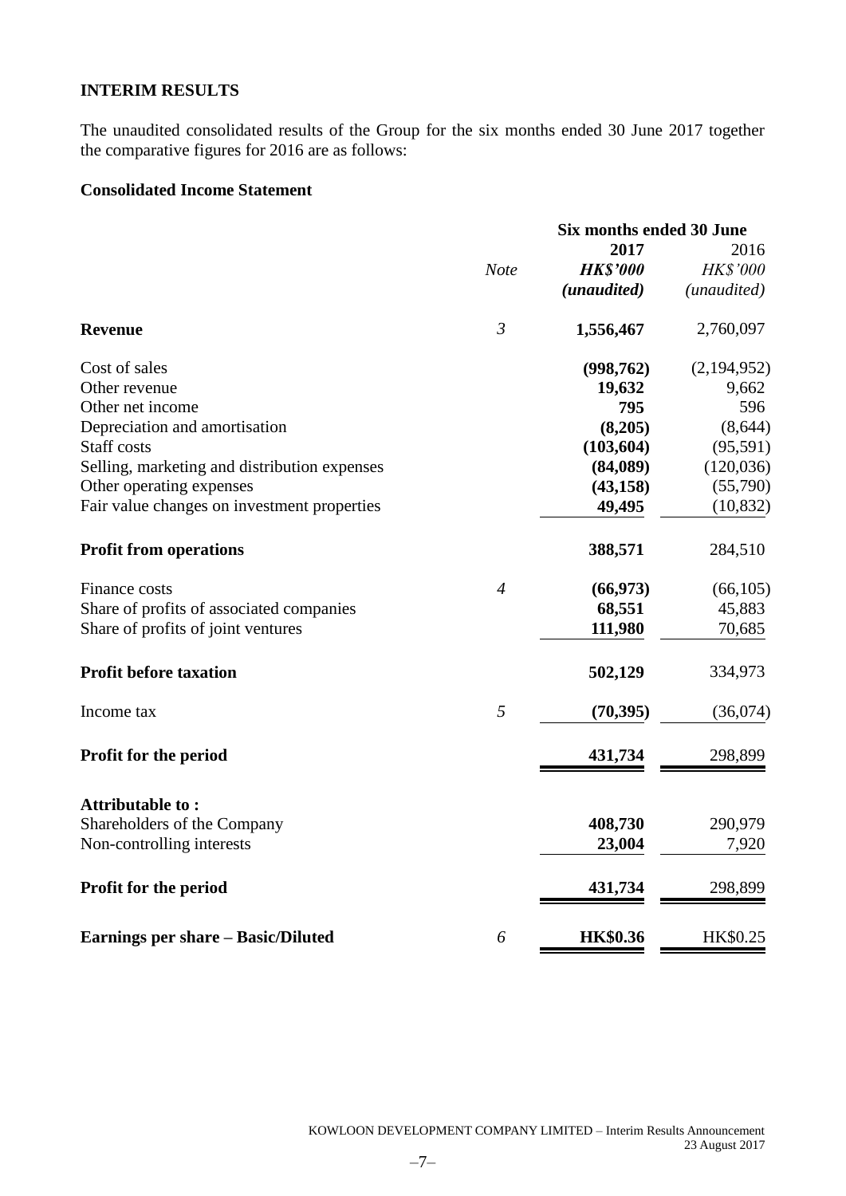## INTERIM RESULTS

The unaudited consolidated results of the Group for the six months ended 30 June 2017 together the comparative figures for 2016 are as follows:

### Consolidated Income Statement

| | | Six months ended 30 June | |
|---|---|---|---|
| | | **2017** | 2016 |
| | *Note* | ***HK$'000*** | *HK$'000* |
| | | ***(unaudited)*** | *(unaudited)* |
| **Revenue** | *3* | **1,556,467** | 2,760,097 |
| Cost of sales | | **(998,762)** | (2,194,952) |
| Other revenue | | **19,632** | 9,662 |
| Other net income | | **795** | 596 |
| Depreciation and amortisation | | **(8,205)** | (8,644) |
| Staff costs | | **(103,604)** | (95,591) |
| Selling, marketing and distribution expenses | | **(84,089)** | (120,036) |
| Other operating expenses | | **(43,158)** | (55,790) |
| Fair value changes on investment properties | | **49,495** | (10,832) |
| **Profit from operations** | | **388,571** | 284,510 |
| Finance costs | *4* | **(66,973)** | (66,105) |
| Share of profits of associated companies | | **68,551** | 45,883 |
| Share of profits of joint ventures | | **111,980** | 70,685 |
| **Profit before taxation** | | **502,129** | 334,973 |
| Income tax | *5* | **(70,395)** | (36,074) |
| **Profit for the period** | | **431,734** | 298,899 |
| **Attributable to :** | | | |
| Shareholders of the Company | | **408,730** | 290,979 |
| Non-controlling interests | | **23,004** | 7,920 |
| **Profit for the period** | | **431,734** | 298,899 |
| **Earnings per share – Basic/Diluted** | *6* | **HK$0.36** | HK$0.25 |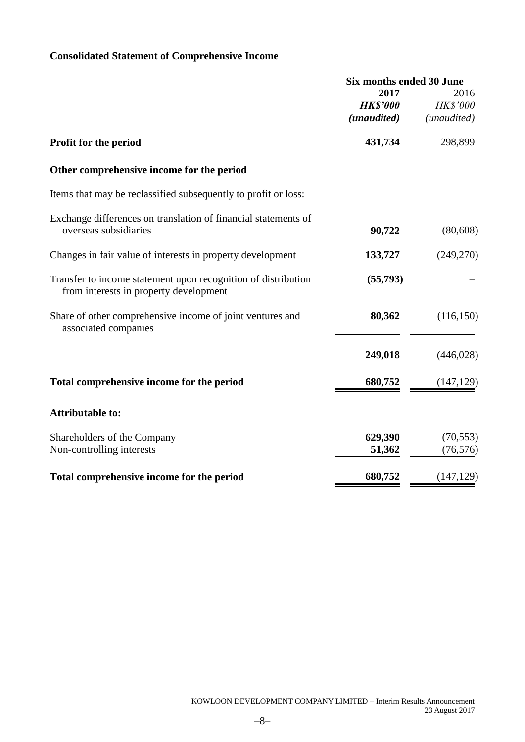## Consolidated Statement of Comprehensive Income

| | Six months ended 30 June | |
|---|---|---|
| | **2017** | 2016 |
| | ***HK$'000*** | *HK$'000* |
| | ***(unaudited)*** | *(unaudited)* |
| **Profit for the period** | **431,734** | 298,899 |
| **Other comprehensive income for the period** | | |
| Items that may be reclassified subsequently to profit or loss: | | |
| Exchange differences on translation of financial statements of overseas subsidiaries | **90,722** | (80,608) |
| Changes in fair value of interests in property development | **133,727** | (249,270) |
| Transfer to income statement upon recognition of distribution from interests in property development | **(55,793)** | – |
| Share of other comprehensive income of joint ventures and associated companies | **80,362** | (116,150) |
| | **249,018** | (446,028) |
| **Total comprehensive income for the period** | **680,752** | (147,129) |
| **Attributable to:** | | |
| Shareholders of the Company | **629,390** | (70,553) |
| Non-controlling interests | **51,362** | (76,576) |
| **Total comprehensive income for the period** | **680,752** | (147,129) |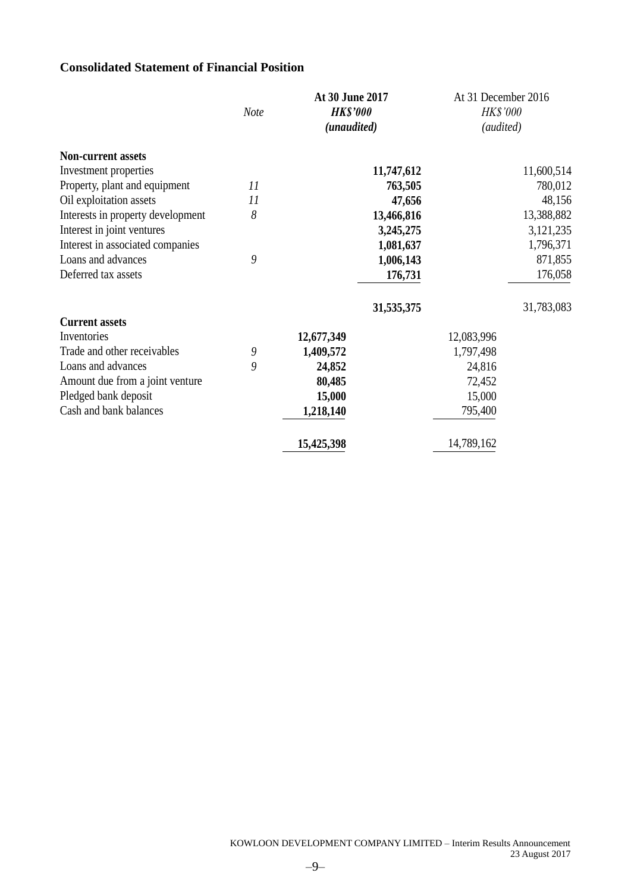## Consolidated Statement of Financial Position

| | *Note* | **At 30 June 2017** | | At 31 December 2016 | |
|---|---|---|---|---|---|
| | | ***HK$'000*** | | *HK$'000* | |
| | | ***(unaudited)*** | | *(audited)* | |
| **Non-current assets** | | | | | |
| Investment properties | | | **11,747,612** | | 11,600,514 |
| Property, plant and equipment | *11* | | **763,505** | | 780,012 |
| Oil exploitation assets | *11* | | **47,656** | | 48,156 |
| Interests in property development | *8* | | **13,466,816** | | 13,388,882 |
| Interest in joint ventures | | | **3,245,275** | | 3,121,235 |
| Interest in associated companies | | | **1,081,637** | | 1,796,371 |
| Loans and advances | *9* | | **1,006,143** | | 871,855 |
| Deferred tax assets | | | **176,731** | | 176,058 |
| | | | **31,535,375** | | 31,783,083 |
| **Current assets** | | | | | |
| Inventories | | **12,677,349** | | 12,083,996 | |
| Trade and other receivables | *9* | **1,409,572** | | 1,797,498 | |
| Loans and advances | *9* | **24,852** | | 24,816 | |
| Amount due from a joint venture | | **80,485** | | 72,452 | |
| Pledged bank deposit | | **15,000** | | 15,000 | |
| Cash and bank balances | | **1,218,140** | | 795,400 | |
| | | **15,425,398** | | 14,789,162 | |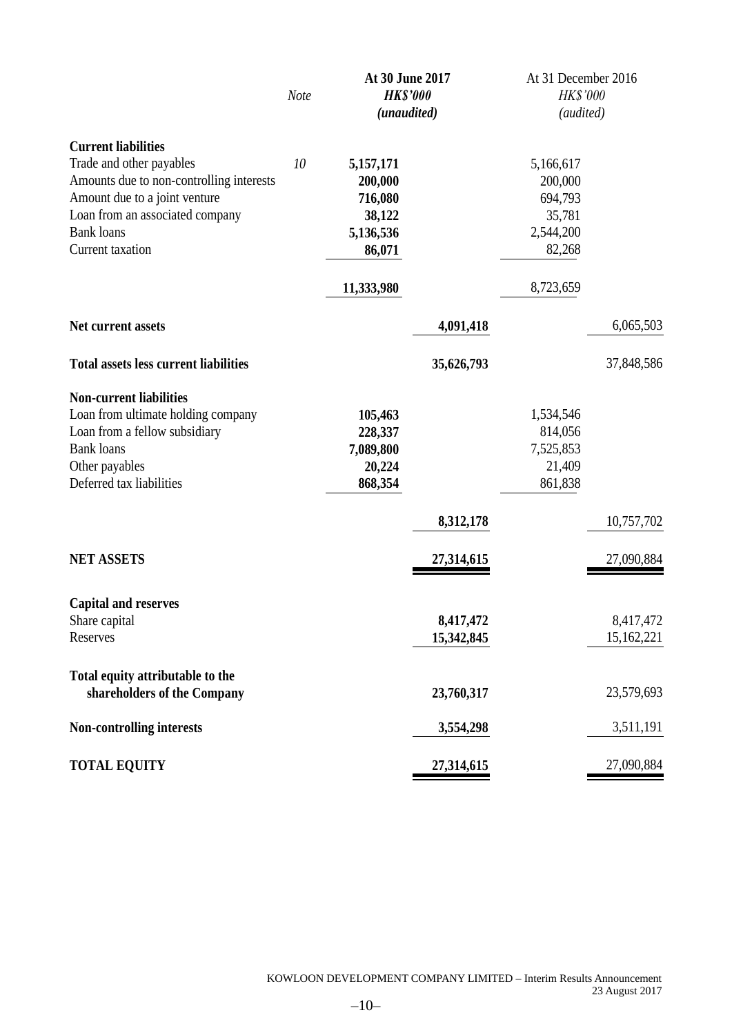| | Note | At 30 June 2017 HK$'000 (unaudited) | | At 31 December 2016 HK$'000 (audited) | |
|---|---|---|---|---|---|
| **Current liabilities** | | | | | |
| Trade and other payables | 10 | **5,157,171** | | 5,166,617 | |
| Amounts due to non-controlling interests | | **200,000** | | 200,000 | |
| Amount due to a joint venture | | **716,080** | | 694,793 | |
| Loan from an associated company | | **38,122** | | 35,781 | |
| Bank loans | | **5,136,536** | | 2,544,200 | |
| Current taxation | | **86,071** | | 82,268 | |
| | | **11,333,980** | | 8,723,659 | |
| **Net current assets** | | | **4,091,418** | | 6,065,503 |
| **Total assets less current liabilities** | | | **35,626,793** | | 37,848,586 |
| **Non-current liabilities** | | | | | |
| Loan from ultimate holding company | | **105,463** | | 1,534,546 | |
| Loan from a fellow subsidiary | | **228,337** | | 814,056 | |
| Bank loans | | **7,089,800** | | 7,525,853 | |
| Other payables | | **20,224** | | 21,409 | |
| Deferred tax liabilities | | **868,354** | | 861,838 | |
| | | | **8,312,178** | | 10,757,702 |
| **NET ASSETS** | | | **27,314,615** | | 27,090,884 |
| **Capital and reserves** | | | | | |
| Share capital | | | **8,417,472** | | 8,417,472 |
| Reserves | | | **15,342,845** | | 15,162,221 |
| **Total equity attributable to the shareholders of the Company** | | | **23,760,317** | | 23,579,693 |
| **Non-controlling interests** | | | **3,554,298** | | 3,511,191 |
| **TOTAL EQUITY** | | | **27,314,615** | | 27,090,884 |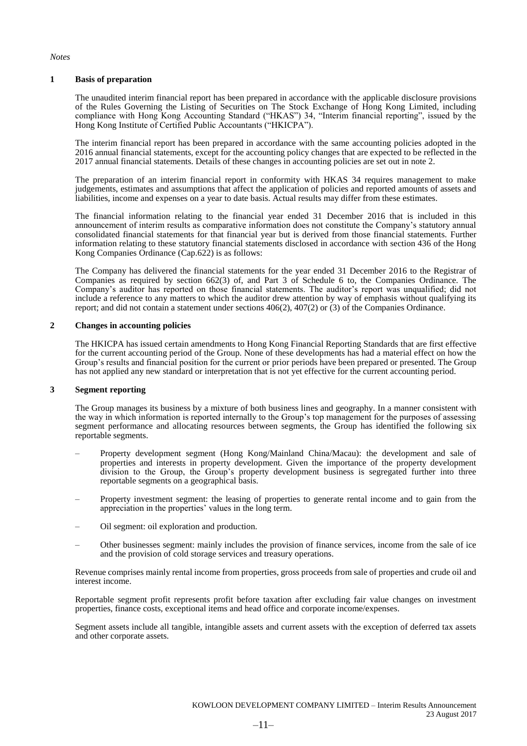*Notes*

## 1 Basis of preparation

The unaudited interim financial report has been prepared in accordance with the applicable disclosure provisions of the Rules Governing the Listing of Securities on The Stock Exchange of Hong Kong Limited, including compliance with Hong Kong Accounting Standard ("HKAS") 34, "Interim financial reporting", issued by the Hong Kong Institute of Certified Public Accountants ("HKICPA").

The interim financial report has been prepared in accordance with the same accounting policies adopted in the 2016 annual financial statements, except for the accounting policy changes that are expected to be reflected in the 2017 annual financial statements. Details of these changes in accounting policies are set out in note 2.

The preparation of an interim financial report in conformity with HKAS 34 requires management to make judgements, estimates and assumptions that affect the application of policies and reported amounts of assets and liabilities, income and expenses on a year to date basis. Actual results may differ from these estimates.

The financial information relating to the financial year ended 31 December 2016 that is included in this announcement of interim results as comparative information does not constitute the Company's statutory annual consolidated financial statements for that financial year but is derived from those financial statements. Further information relating to these statutory financial statements disclosed in accordance with section 436 of the Hong Kong Companies Ordinance (Cap.622) is as follows:

The Company has delivered the financial statements for the year ended 31 December 2016 to the Registrar of Companies as required by section 662(3) of, and Part 3 of Schedule 6 to, the Companies Ordinance. The Company's auditor has reported on those financial statements. The auditor's report was unqualified; did not include a reference to any matters to which the auditor drew attention by way of emphasis without qualifying its report; and did not contain a statement under sections 406(2), 407(2) or (3) of the Companies Ordinance.

## 2 Changes in accounting policies

The HKICPA has issued certain amendments to Hong Kong Financial Reporting Standards that are first effective for the current accounting period of the Group. None of these developments has had a material effect on how the Group's results and financial position for the current or prior periods have been prepared or presented. The Group has not applied any new standard or interpretation that is not yet effective for the current accounting period.

## 3 Segment reporting

The Group manages its business by a mixture of both business lines and geography. In a manner consistent with the way in which information is reported internally to the Group's top management for the purposes of assessing segment performance and allocating resources between segments, the Group has identified the following six reportable segments.

- Property development segment (Hong Kong/Mainland China/Macau): the development and sale of properties and interests in property development. Given the importance of the property development division to the Group, the Group's property development business is segregated further into three reportable segments on a geographical basis.
- Property investment segment: the leasing of properties to generate rental income and to gain from the appreciation in the properties' values in the long term.
- Oil segment: oil exploration and production.
- Other businesses segment: mainly includes the provision of finance services, income from the sale of ice and the provision of cold storage services and treasury operations.

Revenue comprises mainly rental income from properties, gross proceeds from sale of properties and crude oil and interest income.

Reportable segment profit represents profit before taxation after excluding fair value changes on investment properties, finance costs, exceptional items and head office and corporate income/expenses.

Segment assets include all tangible, intangible assets and current assets with the exception of deferred tax assets and other corporate assets.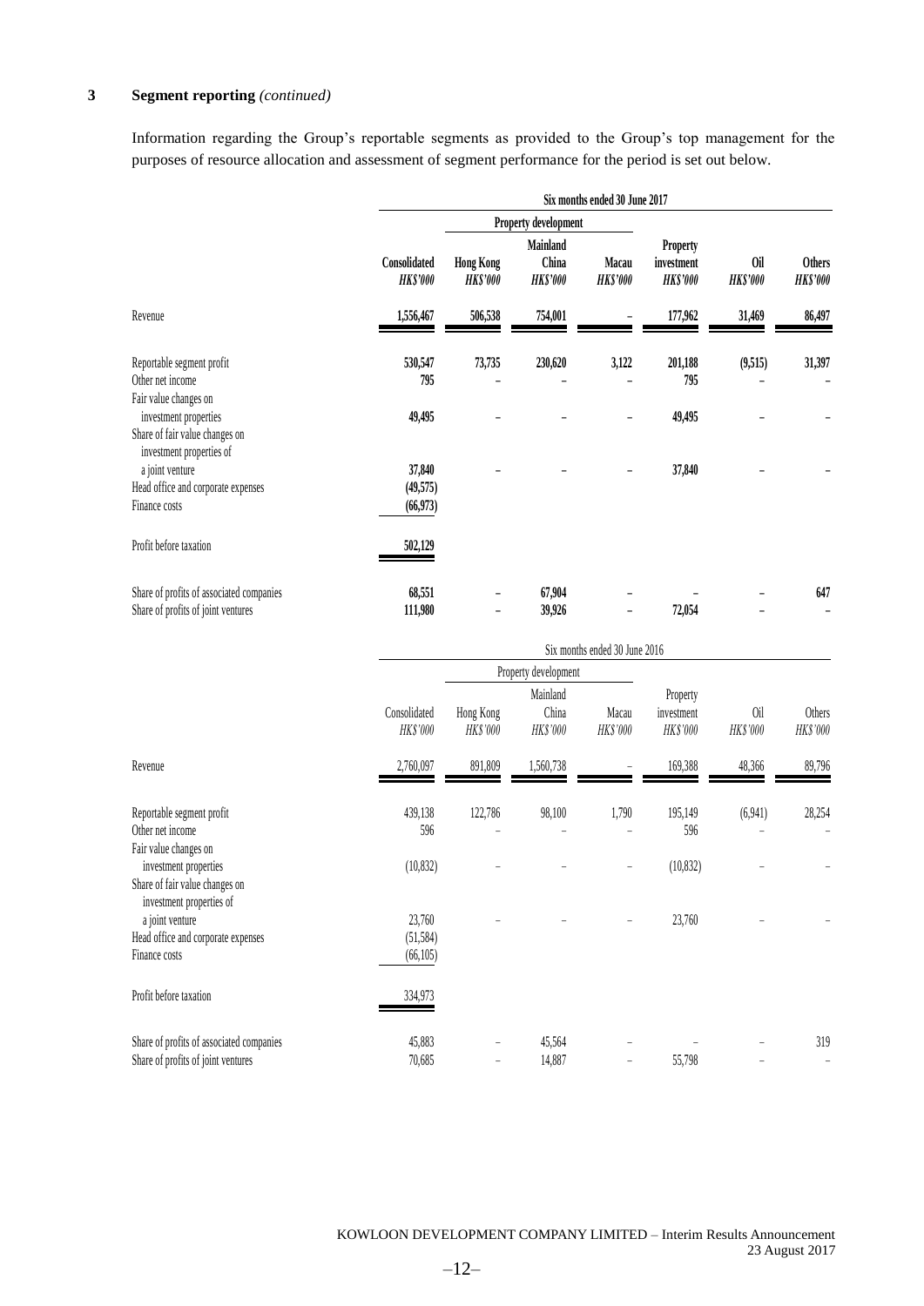## 3 Segment reporting *(continued)*

Information regarding the Group's reportable segments as provided to the Group's top management for the purposes of resource allocation and assessment of segment performance for the period is set out below.

| | Six months ended 30 June 2017 | | | | | | |
|---|---|---|---|---|---|---|---|
| | | Property development | | | | | |
| | **Consolidated** | **Hong Kong** | **Mainland China** | **Macau** | **Property investment** | **Oil** | **Others** |
| | ***HK$'000*** | ***HK$'000*** | ***HK$'000*** | ***HK$'000*** | ***HK$'000*** | ***HK$'000*** | ***HK$'000*** |
| Revenue | **1,556,467** | **506,538** | **754,001** | **–** | **177,962** | **31,469** | **86,497** |
| Reportable segment profit | **530,547** | **73,735** | **230,620** | **3,122** | **201,188** | **(9,515)** | **31,397** |
| Other net income | **795** | **–** | **–** | **–** | **795** | **–** | **–** |
| Fair value changes on investment properties | **49,495** | **–** | **–** | **–** | **49,495** | **–** | **–** |
| Share of fair value changes on investment properties of a joint venture | **37,840** | **–** | **–** | **–** | **37,840** | **–** | **–** |
| Head office and corporate expenses | **(49,575)** | | | | | | |
| Finance costs | **(66,973)** | | | | | | |
| Profit before taxation | **502,129** | | | | | | |
| Share of profits of associated companies | **68,551** | **–** | **67,904** | **–** | **–** | **–** | **647** |
| Share of profits of joint ventures | **111,980** | **–** | **39,926** | **–** | **72,054** | **–** | **–** |

| | Six months ended 30 June 2016 | | | | | | |
|---|---|---|---|---|---|---|---|
| | | Property development | | | | | |
| | Consolidated | Hong Kong | Mainland China | Macau | Property investment | Oil | Others |
| | *HK$'000* | *HK$'000* | *HK$'000* | *HK$'000* | *HK$'000* | *HK$'000* | *HK$'000* |
| Revenue | 2,760,097 | 891,809 | 1,560,738 | – | 169,388 | 48,366 | 89,796 |
| Reportable segment profit | 439,138 | 122,786 | 98,100 | 1,790 | 195,149 | (6,941) | 28,254 |
| Other net income | 596 | – | – | – | 596 | – | – |
| Fair value changes on investment properties | (10,832) | – | – | – | (10,832) | – | – |
| Share of fair value changes on investment properties of a joint venture | 23,760 | – | – | – | 23,760 | – | – |
| Head office and corporate expenses | (51,584) | | | | | | |
| Finance costs | (66,105) | | | | | | |
| Profit before taxation | 334,973 | | | | | | |
| Share of profits of associated companies | 45,883 | – | 45,564 | – | – | – | 319 |
| Share of profits of joint ventures | 70,685 | – | 14,887 | – | 55,798 | – | – |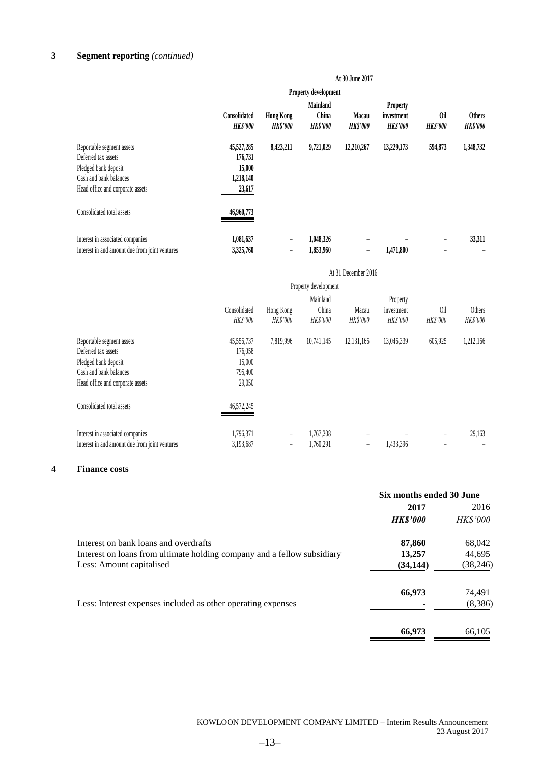## 3 Segment reporting *(continued)*

| | At 30 June 2017 | | | | | | |
|---|---|---|---|---|---|---|---|
| | | Property development | | | | | |
| | **Consolidated** | **Hong Kong** | **Mainland China** | **Macau** | **Property investment** | **Oil** | **Others** |
| | ***HK$'000*** | ***HK$'000*** | ***HK$'000*** | ***HK$'000*** | ***HK$'000*** | ***HK$'000*** | ***HK$'000*** |
| Reportable segment assets | **45,527,285** | **8,423,211** | **9,721,029** | **12,210,267** | **13,229,173** | **594,873** | **1,348,732** |
| Deferred tax assets | **176,731** | | | | | | |
| Pledged bank deposit | **15,000** | | | | | | |
| Cash and bank balances | **1,218,140** | | | | | | |
| Head office and corporate assets | **23,617** | | | | | | |
| Consolidated total assets | **46,960,773** | | | | | | |
| Interest in associated companies | **1,081,637** | **–** | **1,048,326** | **–** | **–** | **–** | **33,311** |
| Interest in and amount due from joint ventures | **3,325,760** | **–** | **1,853,960** | **–** | **1,471,800** | **–** | **–** |

| | At 31 December 2016 | | | | | | |
|---|---|---|---|---|---|---|---|
| | | Property development | | | | | |
| | Consolidated | Hong Kong | Mainland China | Macau | Property investment | Oil | Others |
| | *HK$'000* | *HK$'000* | *HK$'000* | *HK$'000* | *HK$'000* | *HK$'000* | *HK$'000* |
| Reportable segment assets | 45,556,737 | 7,819,996 | 10,741,145 | 12,131,166 | 13,046,339 | 605,925 | 1,212,166 |
| Deferred tax assets | 176,058 | | | | | | |
| Pledged bank deposit | 15,000 | | | | | | |
| Cash and bank balances | 795,400 | | | | | | |
| Head office and corporate assets | 29,050 | | | | | | |
| Consolidated total assets | 46,572,245 | | | | | | |
| Interest in associated companies | 1,796,371 | – | 1,767,208 | – | – | – | 29,163 |
| Interest in and amount due from joint ventures | 3,193,687 | – | 1,760,291 | – | 1,433,396 | – | – |

## 4 Finance costs

| | Six months ended 30 June | |
|---|---|---|
| | **2017** | 2016 |
| | ***HK$'000*** | *HK$'000* |
| Interest on bank loans and overdrafts | **87,860** | 68,042 |
| Interest on loans from ultimate holding company and a fellow subsidiary | **13,257** | 44,695 |
| Less: Amount capitalised | **(34,144)** | (38,246) |
| | **66,973** | 74,491 |
| Less: Interest expenses included as other operating expenses | **-** | (8,386) |
| | **66,973** | 66,105 |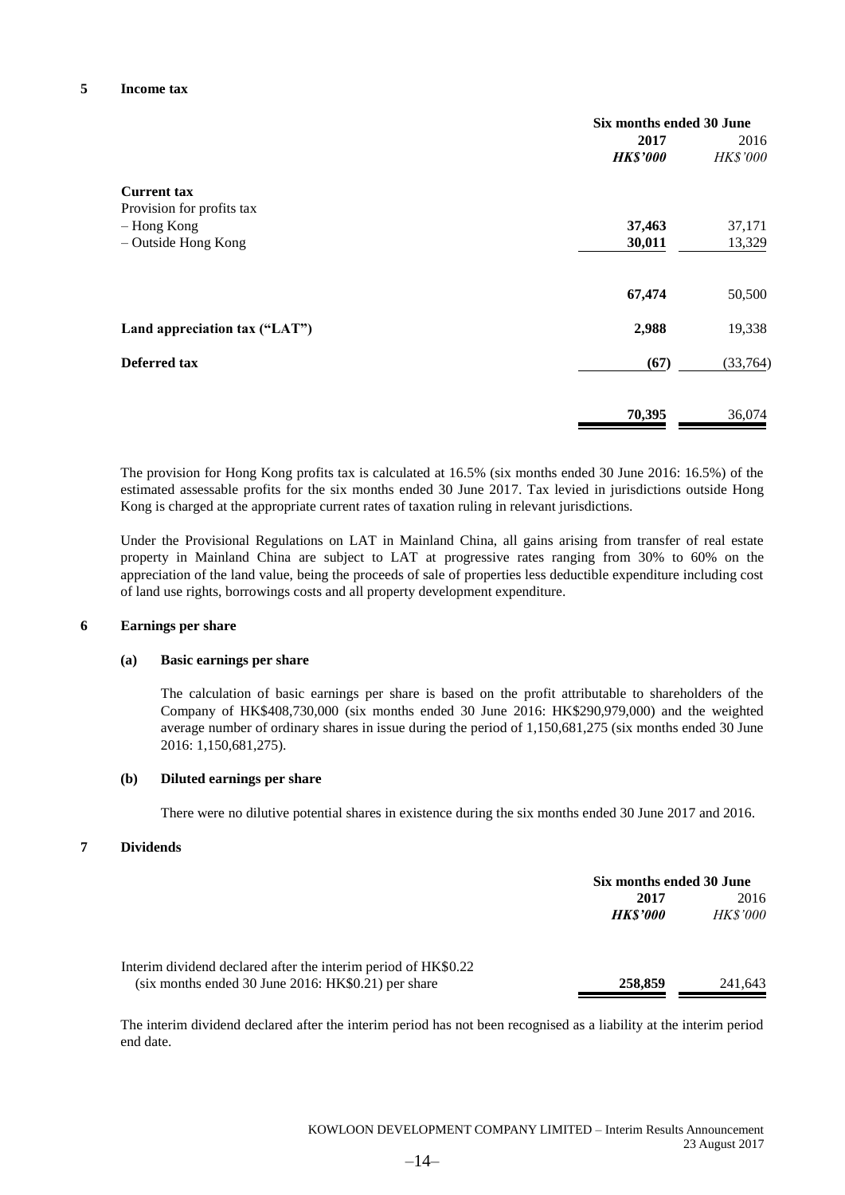## 5 Income tax

| | Six months ended 30 June | |
|---|---|---|
| | **2017** | 2016 |
| | ***HK$'000*** | *HK$'000* |
| **Current tax** | | |
| Provision for profits tax | | |
| – Hong Kong | **37,463** | 37,171 |
| – Outside Hong Kong | **30,011** | 13,329 |
| | **67,474** | 50,500 |
| **Land appreciation tax ("LAT")** | **2,988** | 19,338 |
| **Deferred tax** | **(67)** | (33,764) |
| | **70,395** | 36,074 |

The provision for Hong Kong profits tax is calculated at 16.5% (six months ended 30 June 2016: 16.5%) of the estimated assessable profits for the six months ended 30 June 2017. Tax levied in jurisdictions outside Hong Kong is charged at the appropriate current rates of taxation ruling in relevant jurisdictions.

Under the Provisional Regulations on LAT in Mainland China, all gains arising from transfer of real estate property in Mainland China are subject to LAT at progressive rates ranging from 30% to 60% on the appreciation of the land value, being the proceeds of sale of properties less deductible expenditure including cost of land use rights, borrowings costs and all property development expenditure.

## 6 Earnings per share

### (a) Basic earnings per share

The calculation of basic earnings per share is based on the profit attributable to shareholders of the Company of HK$408,730,000 (six months ended 30 June 2016: HK$290,979,000) and the weighted average number of ordinary shares in issue during the period of 1,150,681,275 (six months ended 30 June 2016: 1,150,681,275).

### (b) Diluted earnings per share

There were no dilutive potential shares in existence during the six months ended 30 June 2017 and 2016.

## 7 Dividends

| | Six months ended 30 June | |
|---|---|---|
| | **2017** | 2016 |
| | ***HK$'000*** | *HK$'000* |
| Interim dividend declared after the interim period of HK$0.22 (six months ended 30 June 2016: HK$0.21) per share | **258,859** | 241,643 |

The interim dividend declared after the interim period has not been recognised as a liability at the interim period end date.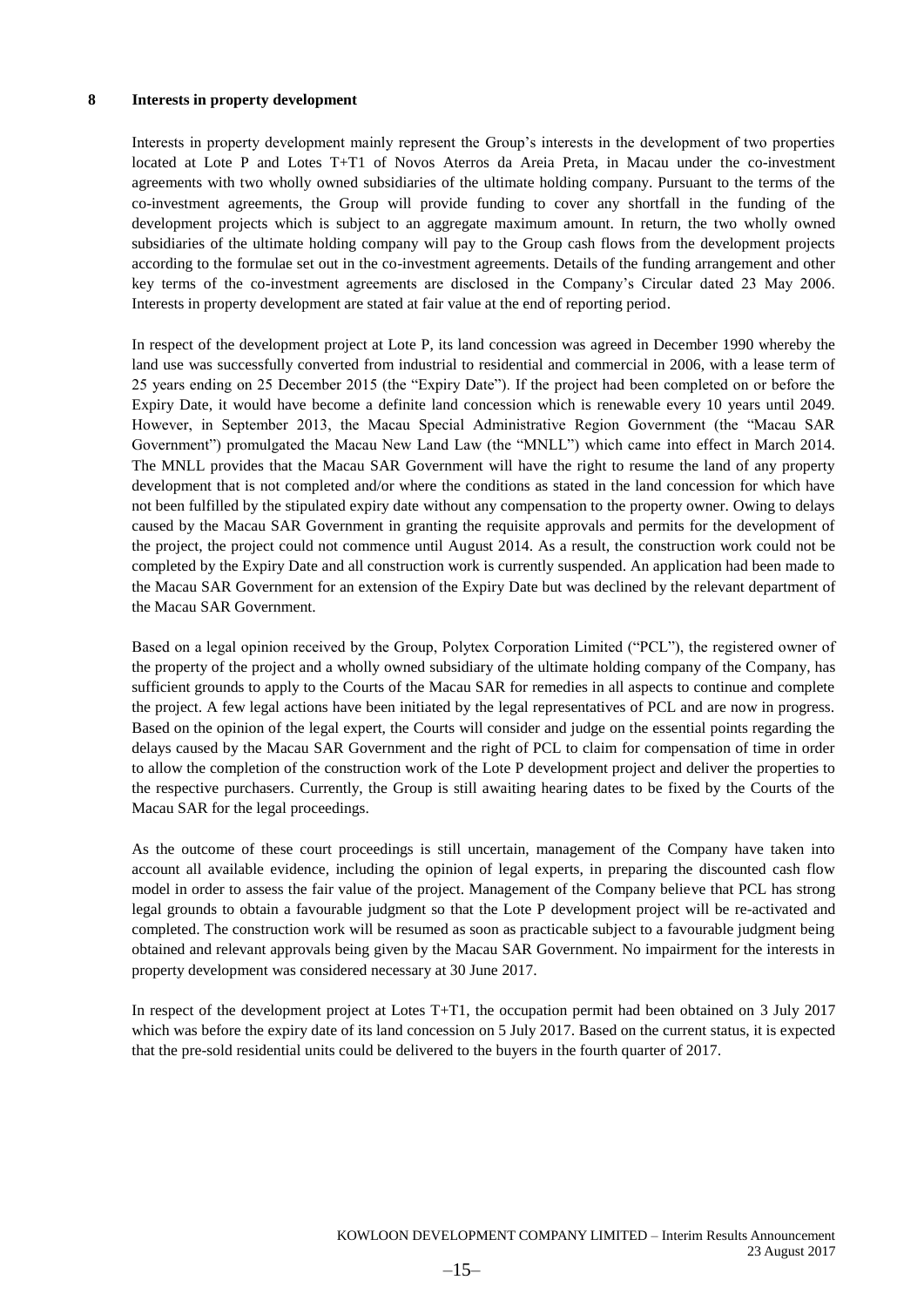## 8 Interests in property development

Interests in property development mainly represent the Group's interests in the development of two properties located at Lote P and Lotes T+T1 of Novos Aterros da Areia Preta, in Macau under the co-investment agreements with two wholly owned subsidiaries of the ultimate holding company. Pursuant to the terms of the co-investment agreements, the Group will provide funding to cover any shortfall in the funding of the development projects which is subject to an aggregate maximum amount. In return, the two wholly owned subsidiaries of the ultimate holding company will pay to the Group cash flows from the development projects according to the formulae set out in the co-investment agreements. Details of the funding arrangement and other key terms of the co-investment agreements are disclosed in the Company's Circular dated 23 May 2006. Interests in property development are stated at fair value at the end of reporting period.

In respect of the development project at Lote P, its land concession was agreed in December 1990 whereby the land use was successfully converted from industrial to residential and commercial in 2006, with a lease term of 25 years ending on 25 December 2015 (the "Expiry Date"). If the project had been completed on or before the Expiry Date, it would have become a definite land concession which is renewable every 10 years until 2049. However, in September 2013, the Macau Special Administrative Region Government (the "Macau SAR Government") promulgated the Macau New Land Law (the "MNLL") which came into effect in March 2014. The MNLL provides that the Macau SAR Government will have the right to resume the land of any property development that is not completed and/or where the conditions as stated in the land concession for which have not been fulfilled by the stipulated expiry date without any compensation to the property owner. Owing to delays caused by the Macau SAR Government in granting the requisite approvals and permits for the development of the project, the project could not commence until August 2014. As a result, the construction work could not be completed by the Expiry Date and all construction work is currently suspended. An application had been made to the Macau SAR Government for an extension of the Expiry Date but was declined by the relevant department of the Macau SAR Government.

Based on a legal opinion received by the Group, Polytex Corporation Limited ("PCL"), the registered owner of the property of the project and a wholly owned subsidiary of the ultimate holding company of the Company, has sufficient grounds to apply to the Courts of the Macau SAR for remedies in all aspects to continue and complete the project. A few legal actions have been initiated by the legal representatives of PCL and are now in progress. Based on the opinion of the legal expert, the Courts will consider and judge on the essential points regarding the delays caused by the Macau SAR Government and the right of PCL to claim for compensation of time in order to allow the completion of the construction work of the Lote P development project and deliver the properties to the respective purchasers. Currently, the Group is still awaiting hearing dates to be fixed by the Courts of the Macau SAR for the legal proceedings.

As the outcome of these court proceedings is still uncertain, management of the Company have taken into account all available evidence, including the opinion of legal experts, in preparing the discounted cash flow model in order to assess the fair value of the project. Management of the Company believe that PCL has strong legal grounds to obtain a favourable judgment so that the Lote P development project will be re-activated and completed. The construction work will be resumed as soon as practicable subject to a favourable judgment being obtained and relevant approvals being given by the Macau SAR Government. No impairment for the interests in property development was considered necessary at 30 June 2017.

In respect of the development project at Lotes T+T1, the occupation permit had been obtained on 3 July 2017 which was before the expiry date of its land concession on 5 July 2017. Based on the current status, it is expected that the pre-sold residential units could be delivered to the buyers in the fourth quarter of 2017.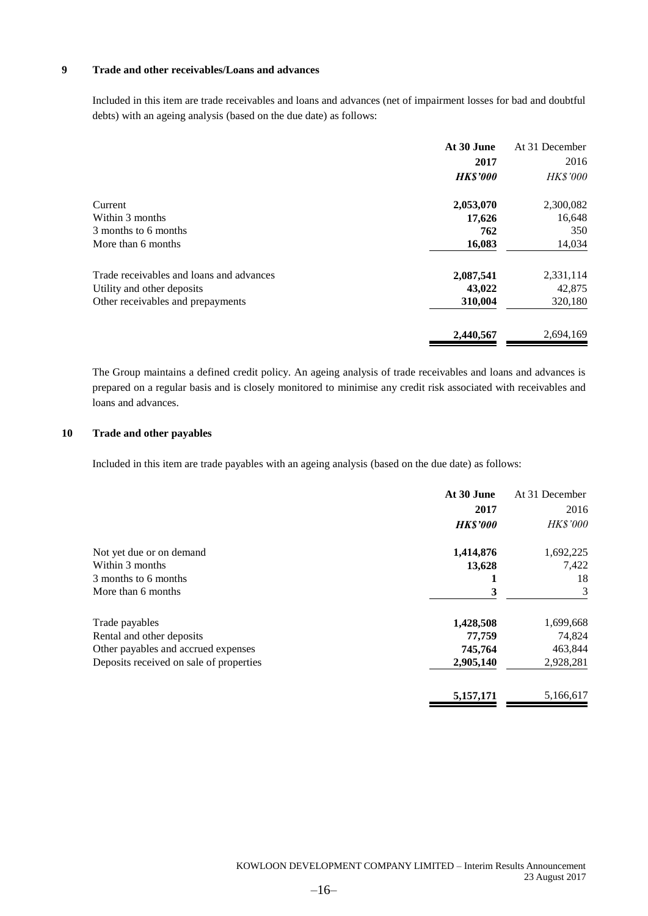## 9 Trade and other receivables/Loans and advances

Included in this item are trade receivables and loans and advances (net of impairment losses for bad and doubtful debts) with an ageing analysis (based on the due date) as follows:

| | At 30 June 2017 | At 31 December 2016 |
|---|---|---|
| | ***HK$'000*** | *HK$'000* |
| Current | **2,053,070** | 2,300,082 |
| Within 3 months | **17,626** | 16,648 |
| 3 months to 6 months | **762** | 350 |
| More than 6 months | **16,083** | 14,034 |
| Trade receivables and loans and advances | **2,087,541** | 2,331,114 |
| Utility and other deposits | **43,022** | 42,875 |
| Other receivables and prepayments | **310,004** | 320,180 |
| | **2,440,567** | 2,694,169 |

The Group maintains a defined credit policy. An ageing analysis of trade receivables and loans and advances is prepared on a regular basis and is closely monitored to minimise any credit risk associated with receivables and loans and advances.

## 10 Trade and other payables

Included in this item are trade payables with an ageing analysis (based on the due date) as follows:

| | At 30 June 2017 | At 31 December 2016 |
|---|---|---|
| | ***HK$'000*** | *HK$'000* |
| Not yet due or on demand | **1,414,876** | 1,692,225 |
| Within 3 months | **13,628** | 7,422 |
| 3 months to 6 months | **1** | 18 |
| More than 6 months | **3** | 3 |
| Trade payables | **1,428,508** | 1,699,668 |
| Rental and other deposits | **77,759** | 74,824 |
| Other payables and accrued expenses | **745,764** | 463,844 |
| Deposits received on sale of properties | **2,905,140** | 2,928,281 |
| | **5,157,171** | 5,166,617 |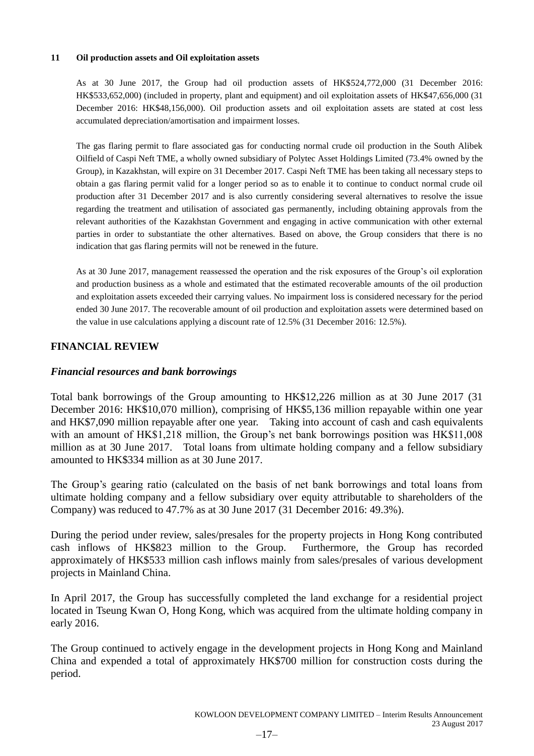**11 Oil production assets and Oil exploitation assets**

As at 30 June 2017, the Group had oil production assets of HK$524,772,000 (31 December 2016: HK$533,652,000) (included in property, plant and equipment) and oil exploitation assets of HK$47,656,000 (31 December 2016: HK$48,156,000). Oil production assets and oil exploitation assets are stated at cost less accumulated depreciation/amortisation and impairment losses.

The gas flaring permit to flare associated gas for conducting normal crude oil production in the South Alibek Oilfield of Caspi Neft TME, a wholly owned subsidiary of Polytec Asset Holdings Limited (73.4% owned by the Group), in Kazakhstan, will expire on 31 December 2017. Caspi Neft TME has been taking all necessary steps to obtain a gas flaring permit valid for a longer period so as to enable it to continue to conduct normal crude oil production after 31 December 2017 and is also currently considering several alternatives to resolve the issue regarding the treatment and utilisation of associated gas permanently, including obtaining approvals from the relevant authorities of the Kazakhstan Government and engaging in active communication with other external parties in order to substantiate the other alternatives. Based on above, the Group considers that there is no indication that gas flaring permits will not be renewed in the future.

As at 30 June 2017, management reassessed the operation and the risk exposures of the Group's oil exploration and production business as a whole and estimated that the estimated recoverable amounts of the oil production and exploitation assets exceeded their carrying values. No impairment loss is considered necessary for the period ended 30 June 2017. The recoverable amount of oil production and exploitation assets were determined based on the value in use calculations applying a discount rate of 12.5% (31 December 2016: 12.5%).

## FINANCIAL REVIEW

### *Financial resources and bank borrowings*

Total bank borrowings of the Group amounting to HK$12,226 million as at 30 June 2017 (31 December 2016: HK$10,070 million), comprising of HK$5,136 million repayable within one year and HK$7,090 million repayable after one year. Taking into account of cash and cash equivalents with an amount of HK$1,218 million, the Group's net bank borrowings position was HK$11,008 million as at 30 June 2017. Total loans from ultimate holding company and a fellow subsidiary amounted to HK$334 million as at 30 June 2017.

The Group's gearing ratio (calculated on the basis of net bank borrowings and total loans from ultimate holding company and a fellow subsidiary over equity attributable to shareholders of the Company) was reduced to 47.7% as at 30 June 2017 (31 December 2016: 49.3%).

During the period under review, sales/presales for the property projects in Hong Kong contributed cash inflows of HK$823 million to the Group. Furthermore, the Group has recorded approximately of HK$533 million cash inflows mainly from sales/presales of various development projects in Mainland China.

In April 2017, the Group has successfully completed the land exchange for a residential project located in Tseung Kwan O, Hong Kong, which was acquired from the ultimate holding company in early 2016.

The Group continued to actively engage in the development projects in Hong Kong and Mainland China and expended a total of approximately HK$700 million for construction costs during the period.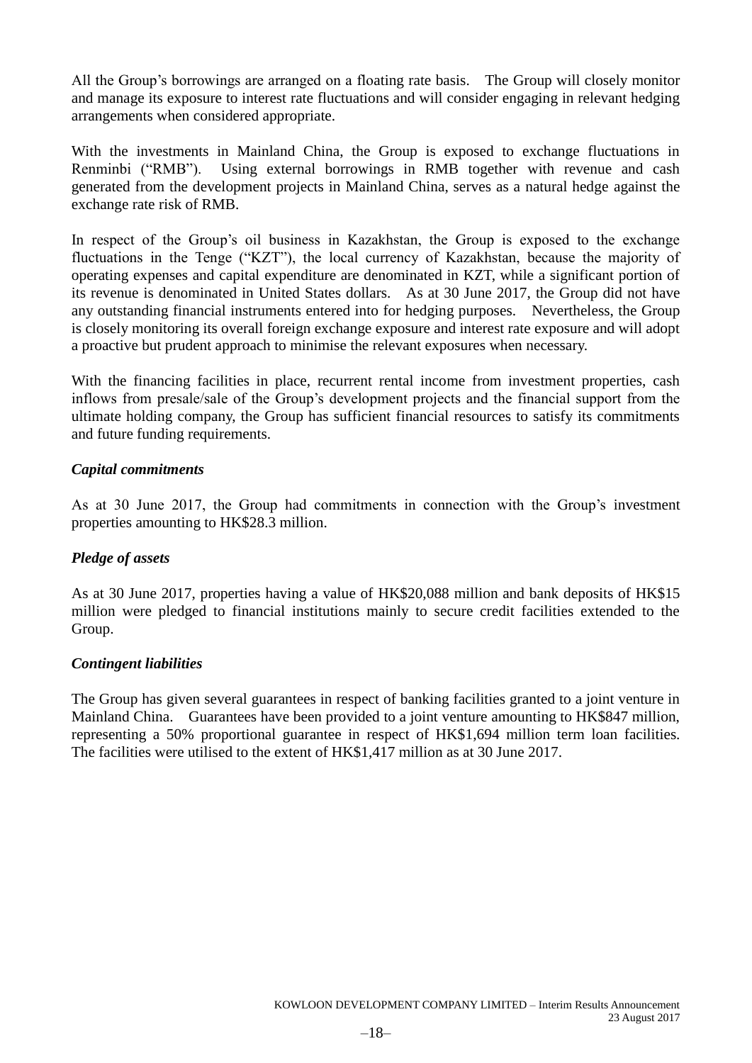All the Group's borrowings are arranged on a floating rate basis. The Group will closely monitor and manage its exposure to interest rate fluctuations and will consider engaging in relevant hedging arrangements when considered appropriate.

With the investments in Mainland China, the Group is exposed to exchange fluctuations in Renminbi ("RMB"). Using external borrowings in RMB together with revenue and cash generated from the development projects in Mainland China, serves as a natural hedge against the exchange rate risk of RMB.

In respect of the Group's oil business in Kazakhstan, the Group is exposed to the exchange fluctuations in the Tenge ("KZT"), the local currency of Kazakhstan, because the majority of operating expenses and capital expenditure are denominated in KZT, while a significant portion of its revenue is denominated in United States dollars. As at 30 June 2017, the Group did not have any outstanding financial instruments entered into for hedging purposes. Nevertheless, the Group is closely monitoring its overall foreign exchange exposure and interest rate exposure and will adopt a proactive but prudent approach to minimise the relevant exposures when necessary.

With the financing facilities in place, recurrent rental income from investment properties, cash inflows from presale/sale of the Group's development projects and the financial support from the ultimate holding company, the Group has sufficient financial resources to satisfy its commitments and future funding requirements.

***Capital commitments***

As at 30 June 2017, the Group had commitments in connection with the Group's investment properties amounting to HK$28.3 million.

***Pledge of assets***

As at 30 June 2017, properties having a value of HK$20,088 million and bank deposits of HK$15 million were pledged to financial institutions mainly to secure credit facilities extended to the Group.

***Contingent liabilities***

The Group has given several guarantees in respect of banking facilities granted to a joint venture in Mainland China. Guarantees have been provided to a joint venture amounting to HK$847 million, representing a 50% proportional guarantee in respect of HK$1,694 million term loan facilities. The facilities were utilised to the extent of HK$1,417 million as at 30 June 2017.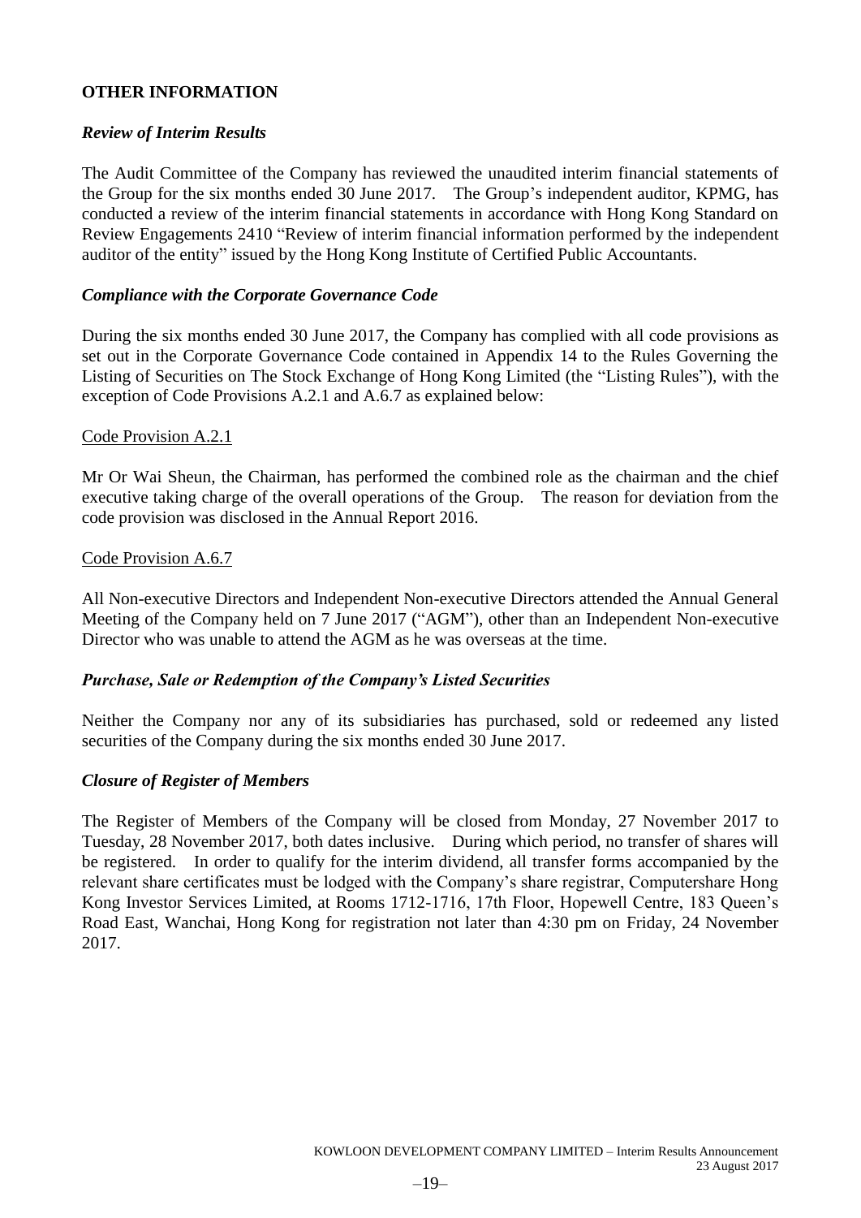## OTHER INFORMATION

### *Review of Interim Results*

The Audit Committee of the Company has reviewed the unaudited interim financial statements of the Group for the six months ended 30 June 2017. The Group's independent auditor, KPMG, has conducted a review of the interim financial statements in accordance with Hong Kong Standard on Review Engagements 2410 "Review of interim financial information performed by the independent auditor of the entity" issued by the Hong Kong Institute of Certified Public Accountants.

### *Compliance with the Corporate Governance Code*

During the six months ended 30 June 2017, the Company has complied with all code provisions as set out in the Corporate Governance Code contained in Appendix 14 to the Rules Governing the Listing of Securities on The Stock Exchange of Hong Kong Limited (the "Listing Rules"), with the exception of Code Provisions A.2.1 and A.6.7 as explained below:

Code Provision A.2.1

Mr Or Wai Sheun, the Chairman, has performed the combined role as the chairman and the chief executive taking charge of the overall operations of the Group. The reason for deviation from the code provision was disclosed in the Annual Report 2016.

Code Provision A.6.7

All Non-executive Directors and Independent Non-executive Directors attended the Annual General Meeting of the Company held on 7 June 2017 ("AGM"), other than an Independent Non-executive Director who was unable to attend the AGM as he was overseas at the time.

### *Purchase, Sale or Redemption of the Company's Listed Securities*

Neither the Company nor any of its subsidiaries has purchased, sold or redeemed any listed securities of the Company during the six months ended 30 June 2017.

### *Closure of Register of Members*

The Register of Members of the Company will be closed from Monday, 27 November 2017 to Tuesday, 28 November 2017, both dates inclusive. During which period, no transfer of shares will be registered. In order to qualify for the interim dividend, all transfer forms accompanied by the relevant share certificates must be lodged with the Company's share registrar, Computershare Hong Kong Investor Services Limited, at Rooms 1712-1716, 17th Floor, Hopewell Centre, 183 Queen's Road East, Wanchai, Hong Kong for registration not later than 4:30 pm on Friday, 24 November 2017.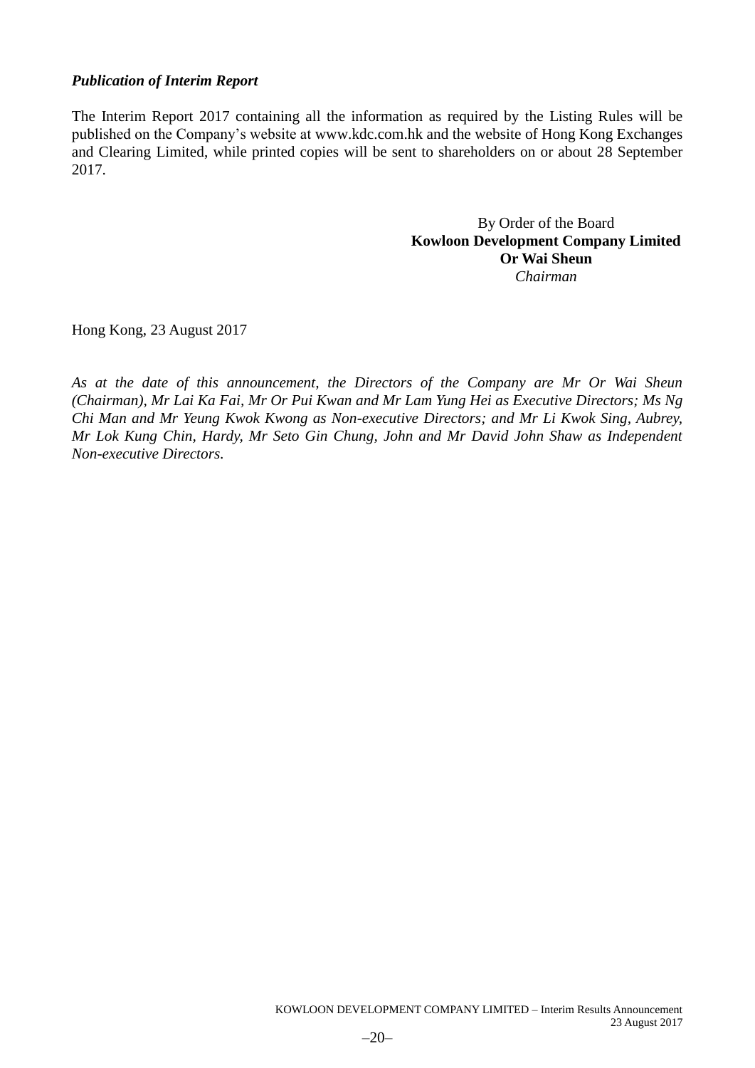***Publication of Interim Report***

The Interim Report 2017 containing all the information as required by the Listing Rules will be published on the Company's website at www.kdc.com.hk and the website of Hong Kong Exchanges and Clearing Limited, while printed copies will be sent to shareholders on or about 28 September 2017.

By Order of the Board
**Kowloon Development Company Limited**
**Or Wai Sheun**
*Chairman*

Hong Kong, 23 August 2017

*As at the date of this announcement, the Directors of the Company are Mr Or Wai Sheun (Chairman), Mr Lai Ka Fai, Mr Or Pui Kwan and Mr Lam Yung Hei as Executive Directors; Ms Ng Chi Man and Mr Yeung Kwok Kwong as Non-executive Directors; and Mr Li Kwok Sing, Aubrey, Mr Lok Kung Chin, Hardy, Mr Seto Gin Chung, John and Mr David John Shaw as Independent Non-executive Directors.*